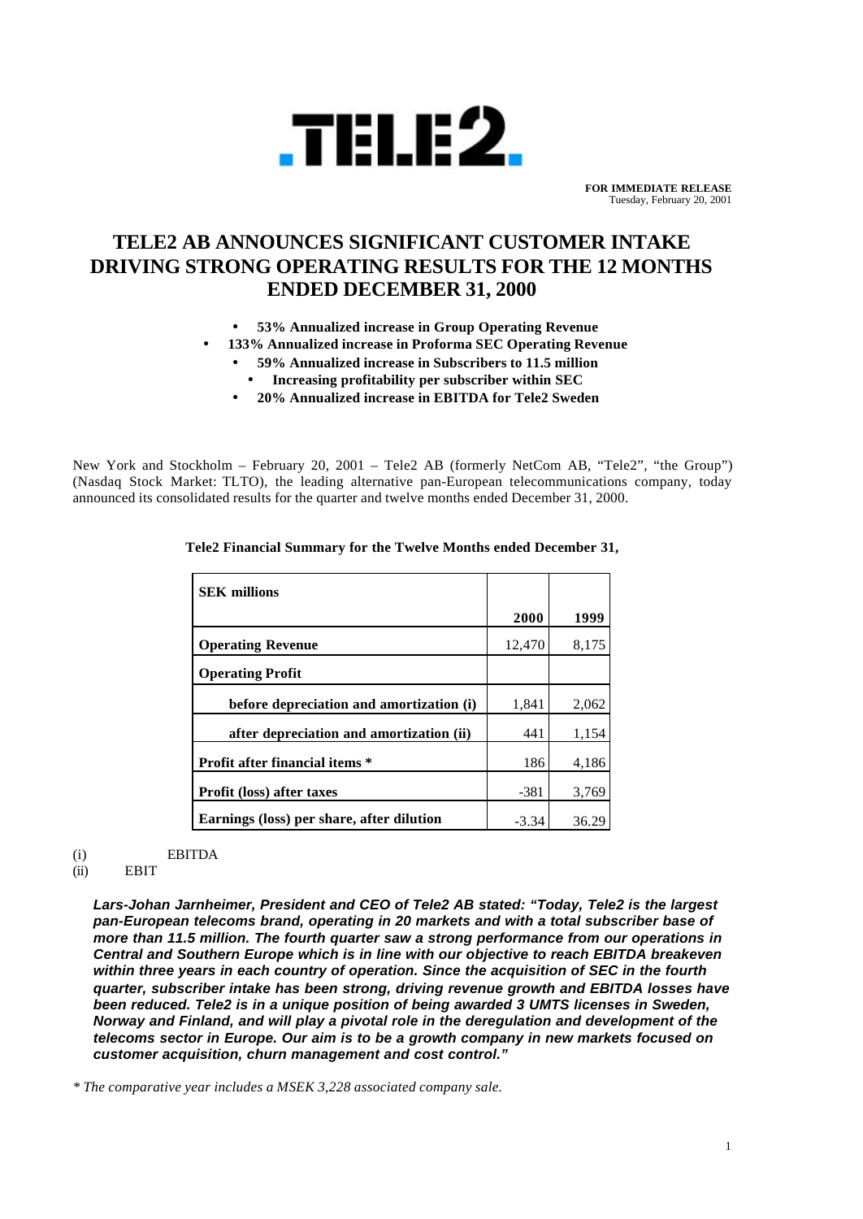# TELE2

**FOR IMMEDIATE RELEASE**
Tuesday, February 20, 2001

## TELE2 AB ANNOUNCES SIGNIFICANT CUSTOMER INTAKE DRIVING STRONG OPERATING RESULTS FOR THE 12 MONTHS ENDED DECEMBER 31, 2000

- **53% Annualized increase in Group Operating Revenue**
- **133% Annualized increase in Proforma SEC Operating Revenue**
- **59% Annualized increase in Subscribers to 11.5 million**
- **Increasing profitability per subscriber within SEC**
- **20% Annualized increase in EBITDA for Tele2 Sweden**

New York and Stockholm – February 20, 2001 – Tele2 AB (formerly NetCom AB, "Tele2", "the Group") (Nasdaq Stock Market: TLTO), the leading alternative pan-European telecommunications company, today announced its consolidated results for the quarter and twelve months ended December 31, 2000.

**Tele2 Financial Summary for the Twelve Months ended December 31,**

| **SEK millions** | **2000** | **1999** |
|---|---|---|
| **Operating Revenue** | 12,470 | 8,175 |
| **Operating Profit** | | |
| **before depreciation and amortization (i)** | 1,841 | 2,062 |
| **after depreciation and amortization (ii)** | 441 | 1,154 |
| **Profit after financial items \*** | 186 | 4,186 |
| **Profit (loss) after taxes** | -381 | 3,769 |
| **Earnings (loss) per share, after dilution** | -3.34 | 36.29 |

(i) EBITDA
(ii) EBIT

***Lars-Johan Jarnheimer, President and CEO of Tele2 AB stated: "Today, Tele2 is the largest pan-European telecoms brand, operating in 20 markets and with a total subscriber base of more than 11.5 million. The fourth quarter saw a strong performance from our operations in Central and Southern Europe which is in line with our objective to reach EBITDA breakeven within three years in each country of operation. Since the acquisition of SEC in the fourth quarter, subscriber intake has been strong, driving revenue growth and EBITDA losses have been reduced. Tele2 is in a unique position of being awarded 3 UMTS licenses in Sweden, Norway and Finland, and will play a pivotal role in the deregulation and development of the telecoms sector in Europe. Our aim is to be a growth company in new markets focused on customer acquisition, churn management and cost control."***

*\* The comparative year includes a MSEK 3,228 associated company sale.*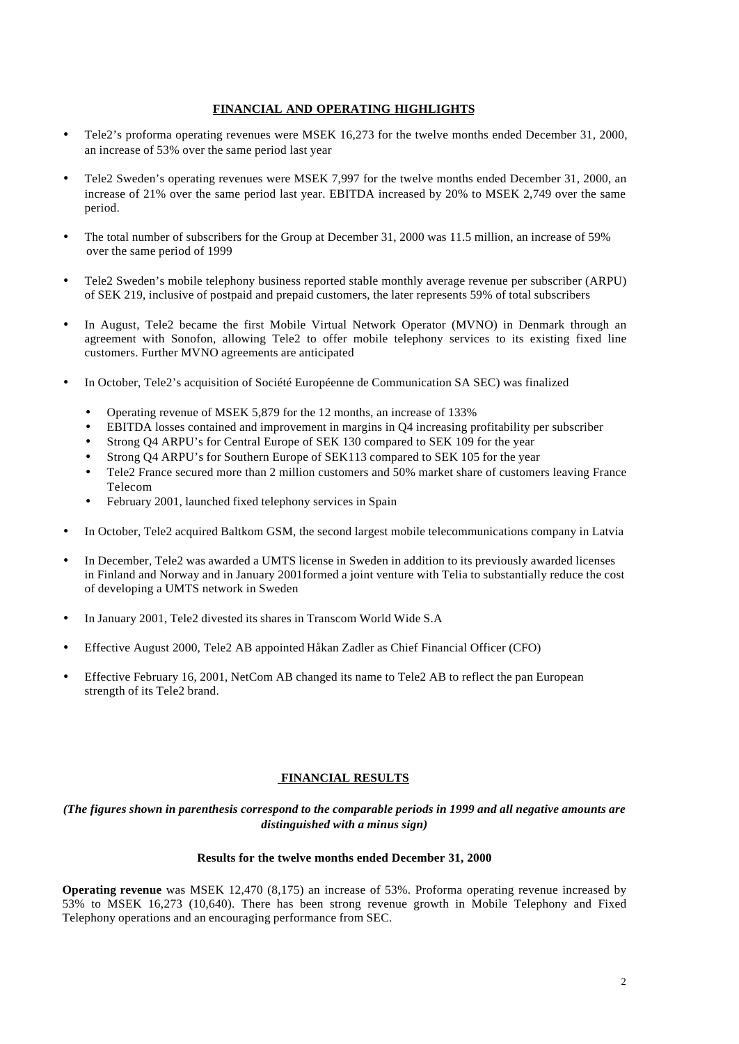## FINANCIAL AND OPERATING HIGHLIGHTS

- Tele2's proforma operating revenues were MSEK 16,273 for the twelve months ended December 31, 2000, an increase of 53% over the same period last year
- Tele2 Sweden's operating revenues were MSEK 7,997 for the twelve months ended December 31, 2000, an increase of 21% over the same period last year. EBITDA increased by 20% to MSEK 2,749 over the same period.
- The total number of subscribers for the Group at December 31, 2000 was 11.5 million, an increase of 59% over the same period of 1999
- Tele2 Sweden's mobile telephony business reported stable monthly average revenue per subscriber (ARPU) of SEK 219, inclusive of postpaid and prepaid customers, the later represents 59% of total subscribers
- In August, Tele2 became the first Mobile Virtual Network Operator (MVNO) in Denmark through an agreement with Sonofon, allowing Tele2 to offer mobile telephony services to its existing fixed line customers. Further MVNO agreements are anticipated
- In October, Tele2's acquisition of Société Européenne de Communication SA SEC) was finalized
  - Operating revenue of MSEK 5,879 for the 12 months, an increase of 133%
  - EBITDA losses contained and improvement in margins in Q4 increasing profitability per subscriber
  - Strong Q4 ARPU's for Central Europe of SEK 130 compared to SEK 109 for the year
  - Strong Q4 ARPU's for Southern Europe of SEK113 compared to SEK 105 for the year
  - Tele2 France secured more than 2 million customers and 50% market share of customers leaving France Telecom
  - February 2001, launched fixed telephony services in Spain
- In October, Tele2 acquired Baltkom GSM, the second largest mobile telecommunications company in Latvia
- In December, Tele2 was awarded a UMTS license in Sweden in addition to its previously awarded licenses in Finland and Norway and in January 2001formed a joint venture with Telia to substantially reduce the cost of developing a UMTS network in Sweden
- In January 2001, Tele2 divested its shares in Transcom World Wide S.A
- Effective August 2000, Tele2 AB appointed Håkan Zadler as Chief Financial Officer (CFO)
- Effective February 16, 2001, NetCom AB changed its name to Tele2 AB to reflect the pan European strength of its Tele2 brand.

## FINANCIAL RESULTS

***(The figures shown in parenthesis correspond to the comparable periods in 1999 and all negative amounts are distinguished with a minus sign)***

### Results for the twelve months ended December 31, 2000

**Operating revenue** was MSEK 12,470 (8,175) an increase of 53%. Proforma operating revenue increased by 53% to MSEK 16,273 (10,640). There has been strong revenue growth in Mobile Telephony and Fixed Telephony operations and an encouraging performance from SEC.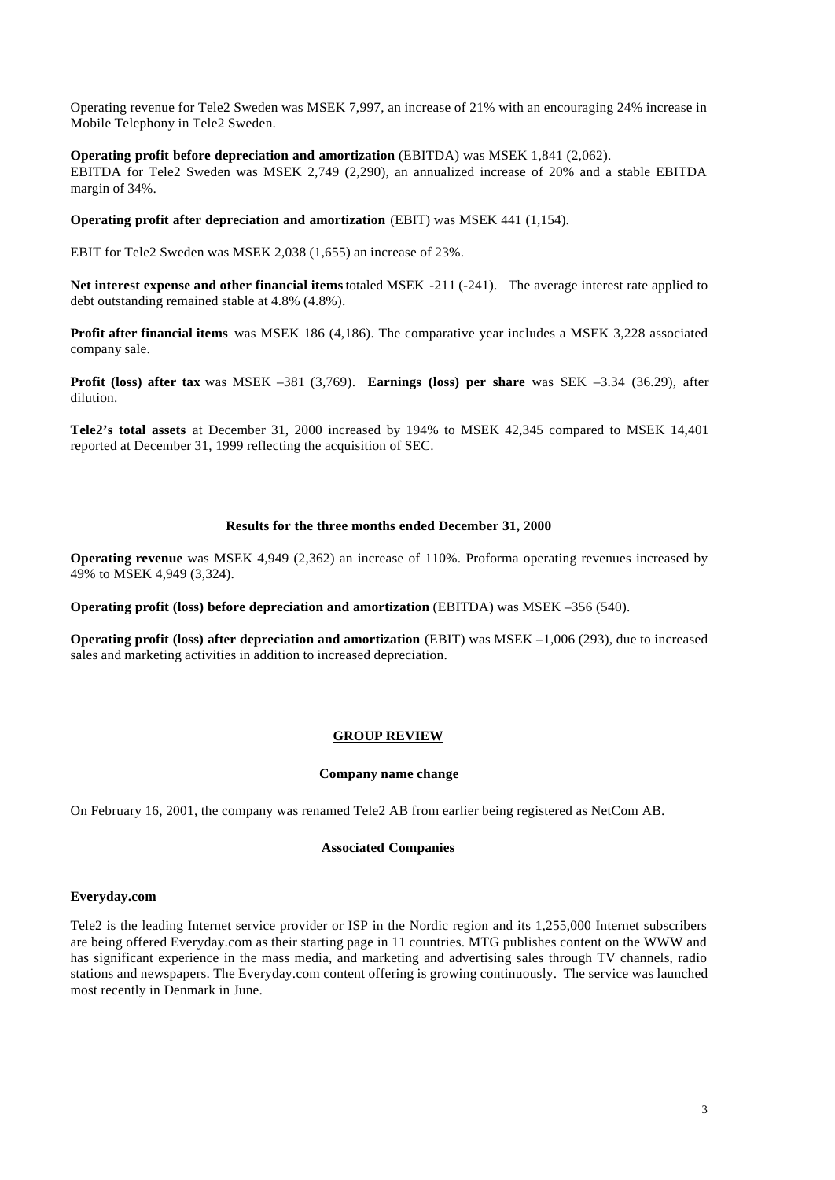Operating revenue for Tele2 Sweden was MSEK 7,997, an increase of 21% with an encouraging 24% increase in Mobile Telephony in Tele2 Sweden.

**Operating profit before depreciation and amortization** (EBITDA) was MSEK 1,841 (2,062).
EBITDA for Tele2 Sweden was MSEK 2,749 (2,290), an annualized increase of 20% and a stable EBITDA margin of 34%.

**Operating profit after depreciation and amortization** (EBIT) was MSEK 441 (1,154).

EBIT for Tele2 Sweden was MSEK 2,038 (1,655) an increase of 23%.

**Net interest expense and other financial items** totaled MSEK -211 (-241). The average interest rate applied to debt outstanding remained stable at 4.8% (4.8%).

**Profit after financial items** was MSEK 186 (4,186). The comparative year includes a MSEK 3,228 associated company sale.

**Profit (loss) after tax** was MSEK –381 (3,769). **Earnings (loss) per share** was SEK –3.34 (36.29), after dilution.

**Tele2's total assets** at December 31, 2000 increased by 194% to MSEK 42,345 compared to MSEK 14,401 reported at December 31, 1999 reflecting the acquisition of SEC.

### Results for the three months ended December 31, 2000

**Operating revenue** was MSEK 4,949 (2,362) an increase of 110%. Proforma operating revenues increased by 49% to MSEK 4,949 (3,324).

**Operating profit (loss) before depreciation and amortization** (EBITDA) was MSEK –356 (540).

**Operating profit (loss) after depreciation and amortization** (EBIT) was MSEK –1,006 (293), due to increased sales and marketing activities in addition to increased depreciation.

## GROUP REVIEW

### Company name change

On February 16, 2001, the company was renamed Tele2 AB from earlier being registered as NetCom AB.

### Associated Companies

**Everyday.com**

Tele2 is the leading Internet service provider or ISP in the Nordic region and its 1,255,000 Internet subscribers are being offered Everyday.com as their starting page in 11 countries. MTG publishes content on the WWW and has significant experience in the mass media, and marketing and advertising sales through TV channels, radio stations and newspapers. The Everyday.com content offering is growing continuously. The service was launched most recently in Denmark in June.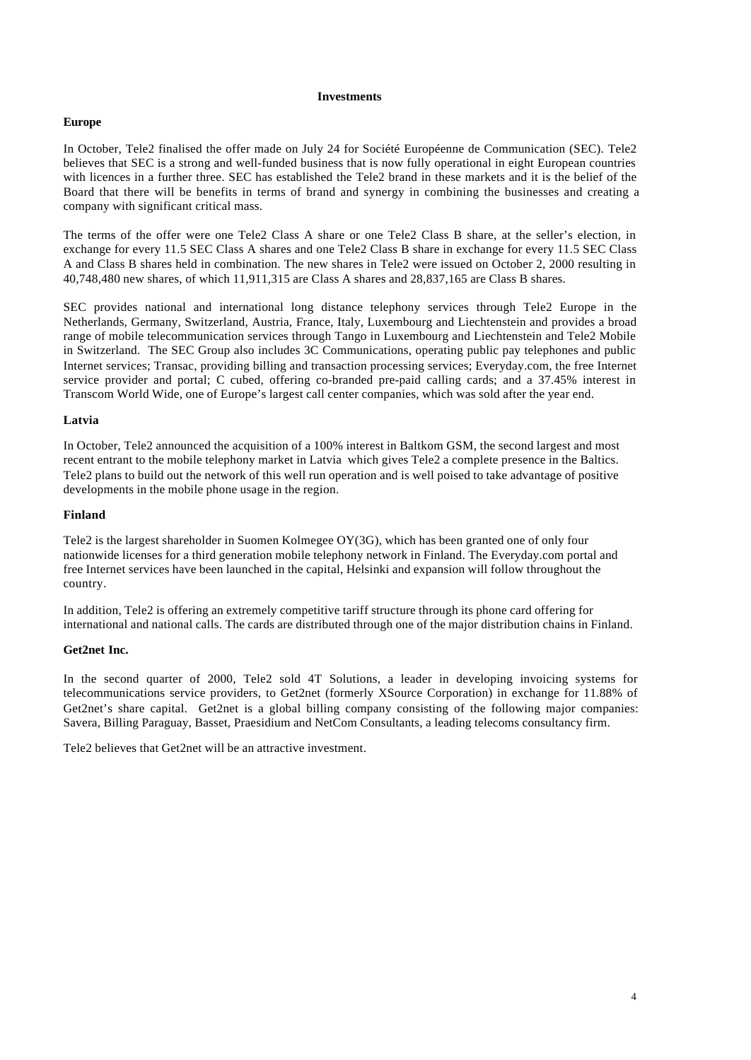## Investments

### Europe

In October, Tele2 finalised the offer made on July 24 for Société Européenne de Communication (SEC). Tele2 believes that SEC is a strong and well-funded business that is now fully operational in eight European countries with licences in a further three. SEC has established the Tele2 brand in these markets and it is the belief of the Board that there will be benefits in terms of brand and synergy in combining the businesses and creating a company with significant critical mass.

The terms of the offer were one Tele2 Class A share or one Tele2 Class B share, at the seller's election, in exchange for every 11.5 SEC Class A shares and one Tele2 Class B share in exchange for every 11.5 SEC Class A and Class B shares held in combination. The new shares in Tele2 were issued on October 2, 2000 resulting in 40,748,480 new shares, of which 11,911,315 are Class A shares and 28,837,165 are Class B shares.

SEC provides national and international long distance telephony services through Tele2 Europe in the Netherlands, Germany, Switzerland, Austria, France, Italy, Luxembourg and Liechtenstein and provides a broad range of mobile telecommunication services through Tango in Luxembourg and Liechtenstein and Tele2 Mobile in Switzerland. The SEC Group also includes 3C Communications, operating public pay telephones and public Internet services; Transac, providing billing and transaction processing services; Everyday.com, the free Internet service provider and portal; C cubed, offering co-branded pre-paid calling cards; and a 37.45% interest in Transcom World Wide, one of Europe's largest call center companies, which was sold after the year end.

### Latvia

In October, Tele2 announced the acquisition of a 100% interest in Baltkom GSM, the second largest and most recent entrant to the mobile telephony market in Latvia which gives Tele2 a complete presence in the Baltics. Tele2 plans to build out the network of this well run operation and is well poised to take advantage of positive developments in the mobile phone usage in the region.

### Finland

Tele2 is the largest shareholder in Suomen Kolmegee OY(3G), which has been granted one of only four nationwide licenses for a third generation mobile telephony network in Finland. The Everyday.com portal and free Internet services have been launched in the capital, Helsinki and expansion will follow throughout the country.

In addition, Tele2 is offering an extremely competitive tariff structure through its phone card offering for international and national calls. The cards are distributed through one of the major distribution chains in Finland.

### Get2net Inc.

In the second quarter of 2000, Tele2 sold 4T Solutions, a leader in developing invoicing systems for telecommunications service providers, to Get2net (formerly XSource Corporation) in exchange for 11.88% of Get2net's share capital. Get2net is a global billing company consisting of the following major companies: Savera, Billing Paraguay, Basset, Praesidium and NetCom Consultants, a leading telecoms consultancy firm.

Tele2 believes that Get2net will be an attractive investment.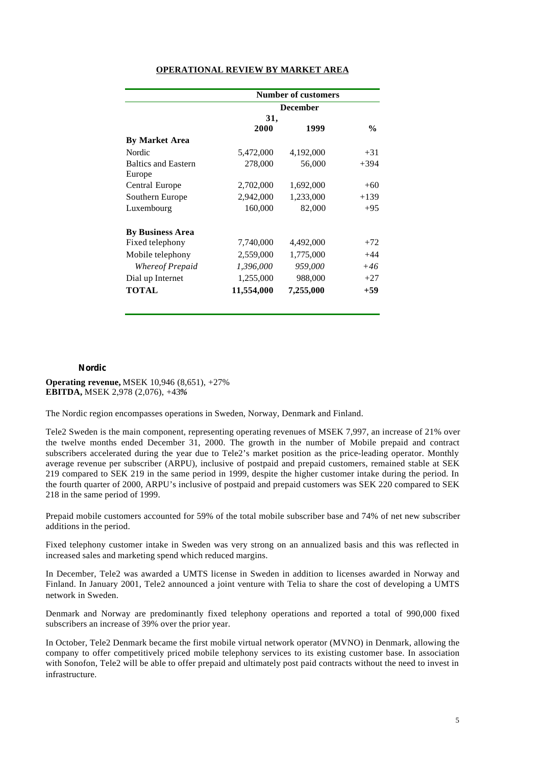## OPERATIONAL REVIEW BY MARKET AREA

| | Number of customers | | |
|---|---|---|---|
| | December 31, | | |
| | 2000 | 1999 | % |
| **By Market Area** | | | |
| Nordic | 5,472,000 | 4,192,000 | +31 |
| Baltics and Eastern Europe | 278,000 | 56,000 | +394 |
| Central Europe | 2,702,000 | 1,692,000 | +60 |
| Southern Europe | 2,942,000 | 1,233,000 | +139 |
| Luxembourg | 160,000 | 82,000 | +95 |
| **By Business Area** | | | |
| Fixed telephony | 7,740,000 | 4,492,000 | +72 |
| Mobile telephony | 2,559,000 | 1,775,000 | +44 |
| *Whereof Prepaid* | *1,396,000* | *959,000* | *+46* |
| Dial up Internet | 1,255,000 | 988,000 | +27 |
| **TOTAL** | **11,554,000** | **7,255,000** | **+59** |

### Nordic

**Operating revenue,** MSEK 10,946 (8,651), +27%
**EBITDA,** MSEK 2,978 (2,076), +43%

The Nordic region encompasses operations in Sweden, Norway, Denmark and Finland.

Tele2 Sweden is the main component, representing operating revenues of MSEK 7,997, an increase of 21% over the twelve months ended December 31, 2000. The growth in the number of Mobile prepaid and contract subscribers accelerated during the year due to Tele2's market position as the price-leading operator. Monthly average revenue per subscriber (ARPU), inclusive of postpaid and prepaid customers, remained stable at SEK 219 compared to SEK 219 in the same period in 1999, despite the higher customer intake during the period. In the fourth quarter of 2000, ARPU's inclusive of postpaid and prepaid customers was SEK 220 compared to SEK 218 in the same period of 1999.

Prepaid mobile customers accounted for 59% of the total mobile subscriber base and 74% of net new subscriber additions in the period.

Fixed telephony customer intake in Sweden was very strong on an annualized basis and this was reflected in increased sales and marketing spend which reduced margins.

In December, Tele2 was awarded a UMTS license in Sweden in addition to licenses awarded in Norway and Finland. In January 2001, Tele2 announced a joint venture with Telia to share the cost of developing a UMTS network in Sweden.

Denmark and Norway are predominantly fixed telephony operations and reported a total of 990,000 fixed subscribers an increase of 39% over the prior year.

In October, Tele2 Denmark became the first mobile virtual network operator (MVNO) in Denmark, allowing the company to offer competitively priced mobile telephony services to its existing customer base. In association with Sonofon, Tele2 will be able to offer prepaid and ultimately post paid contracts without the need to invest in infrastructure.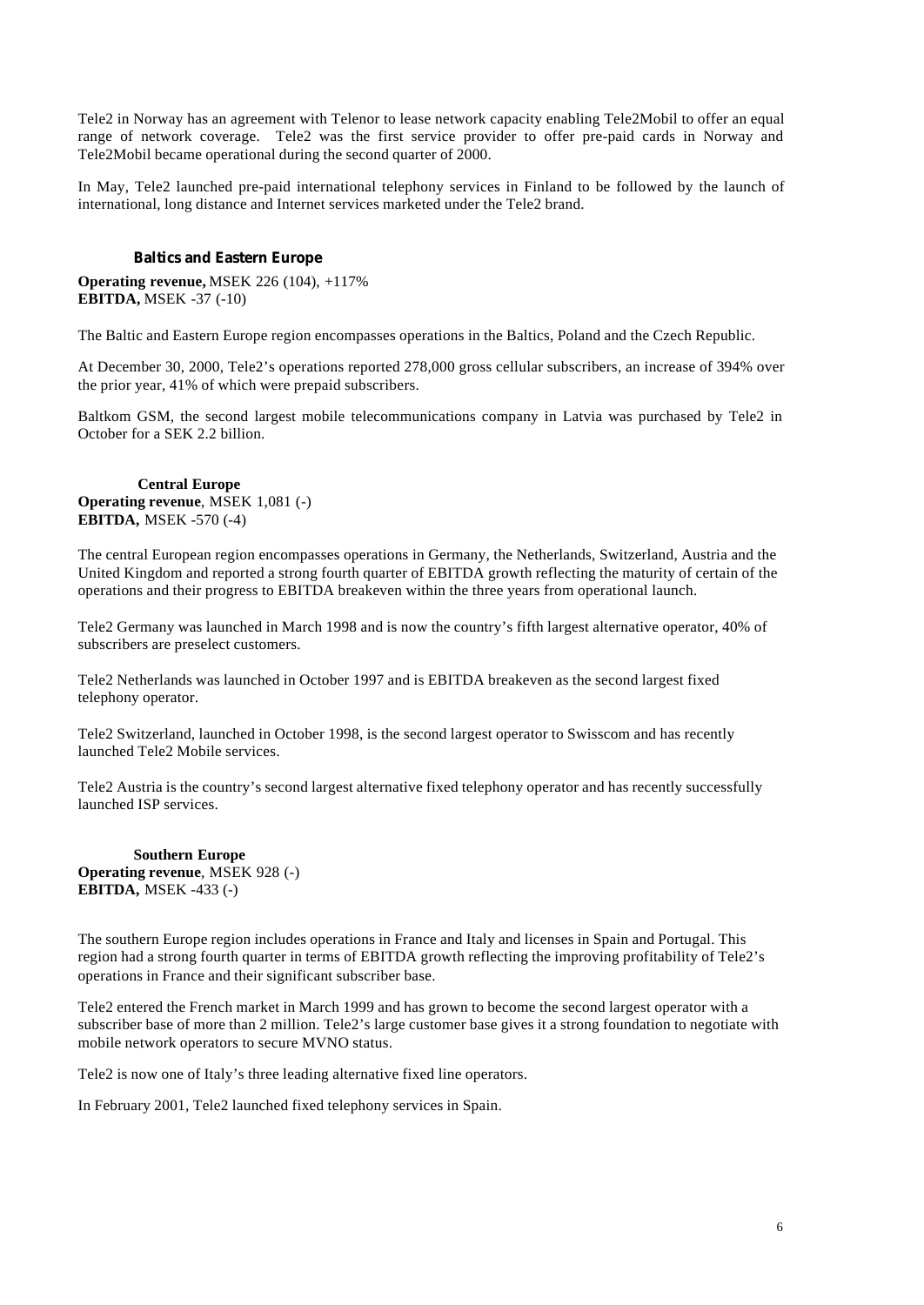Tele2 in Norway has an agreement with Telenor to lease network capacity enabling Tele2Mobil to offer an equal range of network coverage. Tele2 was the first service provider to offer pre-paid cards in Norway and Tele2Mobil became operational during the second quarter of 2000.

In May, Tele2 launched pre-paid international telephony services in Finland to be followed by the launch of international, long distance and Internet services marketed under the Tele2 brand.

### Baltics and Eastern Europe

**Operating revenue,** MSEK 226 (104), +117%
**EBITDA,** MSEK -37 (-10)

The Baltic and Eastern Europe region encompasses operations in the Baltics, Poland and the Czech Republic.

At December 30, 2000, Tele2's operations reported 278,000 gross cellular subscribers, an increase of 394% over the prior year, 41% of which were prepaid subscribers.

Baltkom GSM, the second largest mobile telecommunications company in Latvia was purchased by Tele2 in October for a SEK 2.2 billion.

### Central Europe

**Operating revenue**, MSEK 1,081 (-)
**EBITDA,** MSEK -570 (-4)

The central European region encompasses operations in Germany, the Netherlands, Switzerland, Austria and the United Kingdom and reported a strong fourth quarter of EBITDA growth reflecting the maturity of certain of the operations and their progress to EBITDA breakeven within the three years from operational launch.

Tele2 Germany was launched in March 1998 and is now the country's fifth largest alternative operator, 40% of subscribers are preselect customers.

Tele2 Netherlands was launched in October 1997 and is EBITDA breakeven as the second largest fixed telephony operator.

Tele2 Switzerland, launched in October 1998, is the second largest operator to Swisscom and has recently launched Tele2 Mobile services.

Tele2 Austria is the country's second largest alternative fixed telephony operator and has recently successfully launched ISP services.

### Southern Europe

**Operating revenue**, MSEK 928 (-)
**EBITDA,** MSEK -433 (-)

The southern Europe region includes operations in France and Italy and licenses in Spain and Portugal. This region had a strong fourth quarter in terms of EBITDA growth reflecting the improving profitability of Tele2's operations in France and their significant subscriber base.

Tele2 entered the French market in March 1999 and has grown to become the second largest operator with a subscriber base of more than 2 million. Tele2's large customer base gives it a strong foundation to negotiate with mobile network operators to secure MVNO status.

Tele2 is now one of Italy's three leading alternative fixed line operators.

In February 2001, Tele2 launched fixed telephony services in Spain.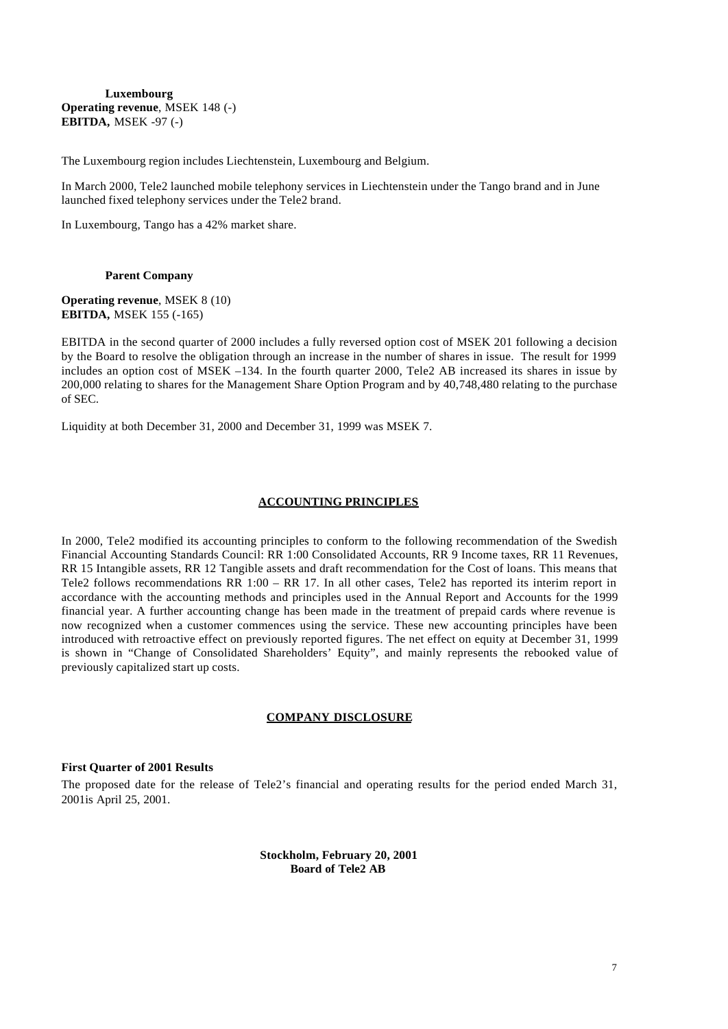**Luxembourg**

**Operating revenue**, MSEK 148 (-)
**EBITDA,** MSEK -97 (-)

The Luxembourg region includes Liechtenstein, Luxembourg and Belgium.

In March 2000, Tele2 launched mobile telephony services in Liechtenstein under the Tango brand and in June launched fixed telephony services under the Tele2 brand.

In Luxembourg, Tango has a 42% market share.

**Parent Company**

**Operating revenue**, MSEK 8 (10)
**EBITDA,** MSEK 155 (-165)

EBITDA in the second quarter of 2000 includes a fully reversed option cost of MSEK 201 following a decision by the Board to resolve the obligation through an increase in the number of shares in issue. The result for 1999 includes an option cost of MSEK –134. In the fourth quarter 2000, Tele2 AB increased its shares in issue by 200,000 relating to shares for the Management Share Option Program and by 40,748,480 relating to the purchase of SEC.

Liquidity at both December 31, 2000 and December 31, 1999 was MSEK 7.

## ACCOUNTING PRINCIPLES

In 2000, Tele2 modified its accounting principles to conform to the following recommendation of the Swedish Financial Accounting Standards Council: RR 1:00 Consolidated Accounts, RR 9 Income taxes, RR 11 Revenues, RR 15 Intangible assets, RR 12 Tangible assets and draft recommendation for the Cost of loans. This means that Tele2 follows recommendations RR 1:00 – RR 17. In all other cases, Tele2 has reported its interim report in accordance with the accounting methods and principles used in the Annual Report and Accounts for the 1999 financial year. A further accounting change has been made in the treatment of prepaid cards where revenue is now recognized when a customer commences using the service. These new accounting principles have been introduced with retroactive effect on previously reported figures. The net effect on equity at December 31, 1999 is shown in "Change of Consolidated Shareholders' Equity", and mainly represents the rebooked value of previously capitalized start up costs.

## COMPANY DISCLOSURE

**First Quarter of 2001 Results**

The proposed date for the release of Tele2's financial and operating results for the period ended March 31, 2001is April 25, 2001.

**Stockholm, February 20, 2001**
**Board of Tele2 AB**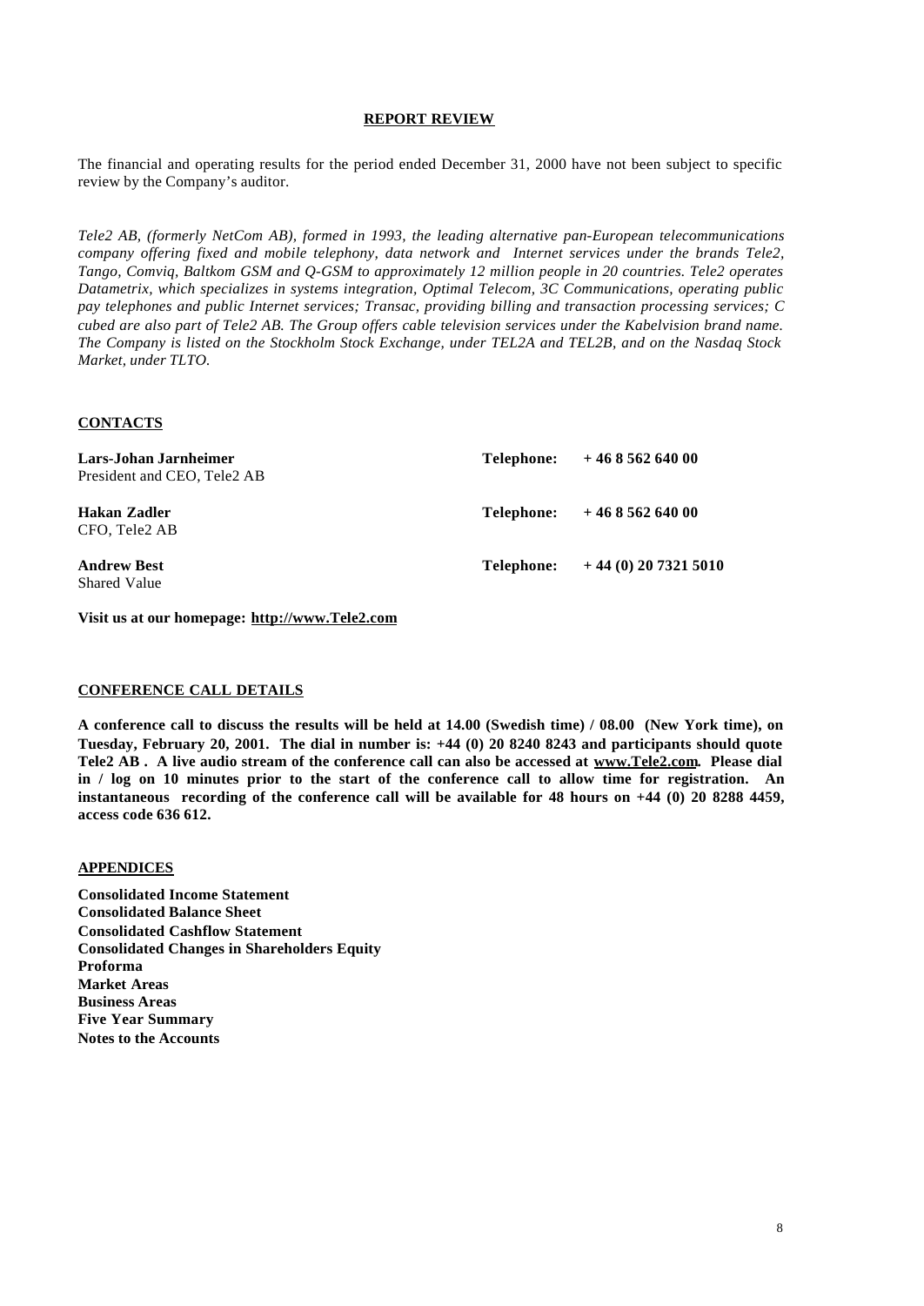## REPORT REVIEW

The financial and operating results for the period ended December 31, 2000 have not been subject to specific review by the Company's auditor.

*Tele2 AB, (formerly NetCom AB), formed in 1993, the leading alternative pan-European telecommunications company offering fixed and mobile telephony, data network and Internet services under the brands Tele2, Tango, Comviq, Baltkom GSM and Q-GSM to approximately 12 million people in 20 countries. Tele2 operates Datametrix, which specializes in systems integration, Optimal Telecom, 3C Communications, operating public pay telephones and public Internet services; Transac, providing billing and transaction processing services; C cubed are also part of Tele2 AB. The Group offers cable television services under the Kabelvision brand name. The Company is listed on the Stockholm Stock Exchange, under TEL2A and TEL2B, and on the Nasdaq Stock Market, under TLTO.*

## CONTACTS

| | | |
|---|---|---|
| **Lars-Johan Jarnheimer**<br>President and CEO, Tele2 AB | **Telephone:** | **+ 46 8 562 640 00** |
| **Hakan Zadler**<br>CFO, Tele2 AB | **Telephone:** | **+ 46 8 562 640 00** |
| **Andrew Best**<br>Shared Value | **Telephone:** | **+ 44 (0) 20 7321 5010** |

**Visit us at our homepage: http://www.Tele2.com**

## CONFERENCE CALL DETAILS

**A conference call to discuss the results will be held at 14.00 (Swedish time) / 08.00 (New York time), on Tuesday, February 20, 2001. The dial in number is: +44 (0) 20 8240 8243 and participants should quote Tele2 AB . A live audio stream of the conference call can also be accessed at www.Tele2.com. Please dial in / log on 10 minutes prior to the start of the conference call to allow time for registration. An instantaneous recording of the conference call will be available for 48 hours on +44 (0) 20 8288 4459, access code 636 612.**

## APPENDICES

**Consolidated Income Statement**
**Consolidated Balance Sheet**
**Consolidated Cashflow Statement**
**Consolidated Changes in Shareholders Equity**
**Proforma**
**Market Areas**
**Business Areas**
**Five Year Summary**
**Notes to the Accounts**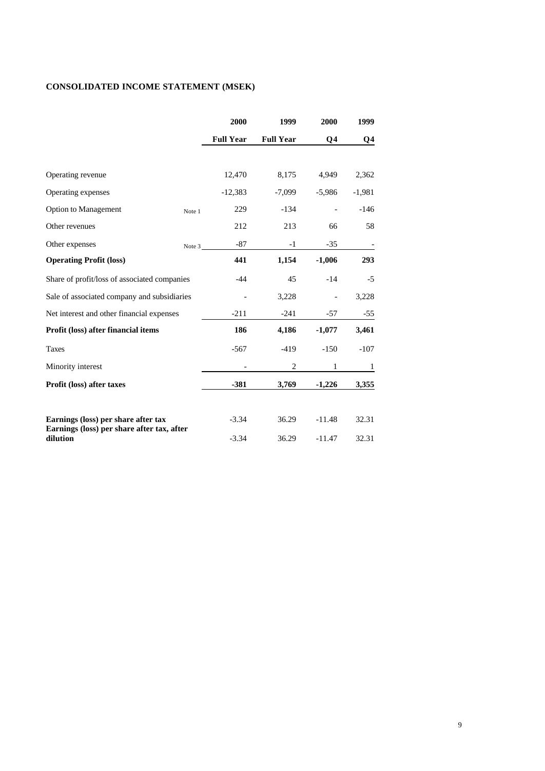## CONSOLIDATED INCOME STATEMENT (MSEK)

| | | 2000 | 1999 | 2000 | 1999 |
|---|---|---|---|---|---|
| | | **Full Year** | **Full Year** | **Q4** | **Q4** |
| Operating revenue | | 12,470 | 8,175 | 4,949 | 2,362 |
| Operating expenses | | -12,383 | -7,099 | -5,986 | -1,981 |
| Option to Management | Note 1 | 229 | -134 | - | -146 |
| Other revenues | | 212 | 213 | 66 | 58 |
| Other expenses | Note 3 | -87 | -1 | -35 | - |
| **Operating Profit (loss)** | | **441** | **1,154** | **-1,006** | **293** |
| Share of profit/loss of associated companies | | -44 | 45 | -14 | -5 |
| Sale of associated company and subsidiaries | | - | 3,228 | - | 3,228 |
| Net interest and other financial expenses | | -211 | -241 | -57 | -55 |
| **Profit (loss) after financial items** | | **186** | **4,186** | **-1,077** | **3,461** |
| Taxes | | -567 | -419 | -150 | -107 |
| Minority interest | | - | 2 | 1 | 1 |
| **Profit (loss) after taxes** | | **-381** | **3,769** | **-1,226** | **3,355** |
| | | | | | |
| **Earnings (loss) per share after tax** | | -3.34 | 36.29 | -11.48 | 32.31 |
| **Earnings (loss) per share after tax, after dilution** | | -3.34 | 36.29 | -11.47 | 32.31 |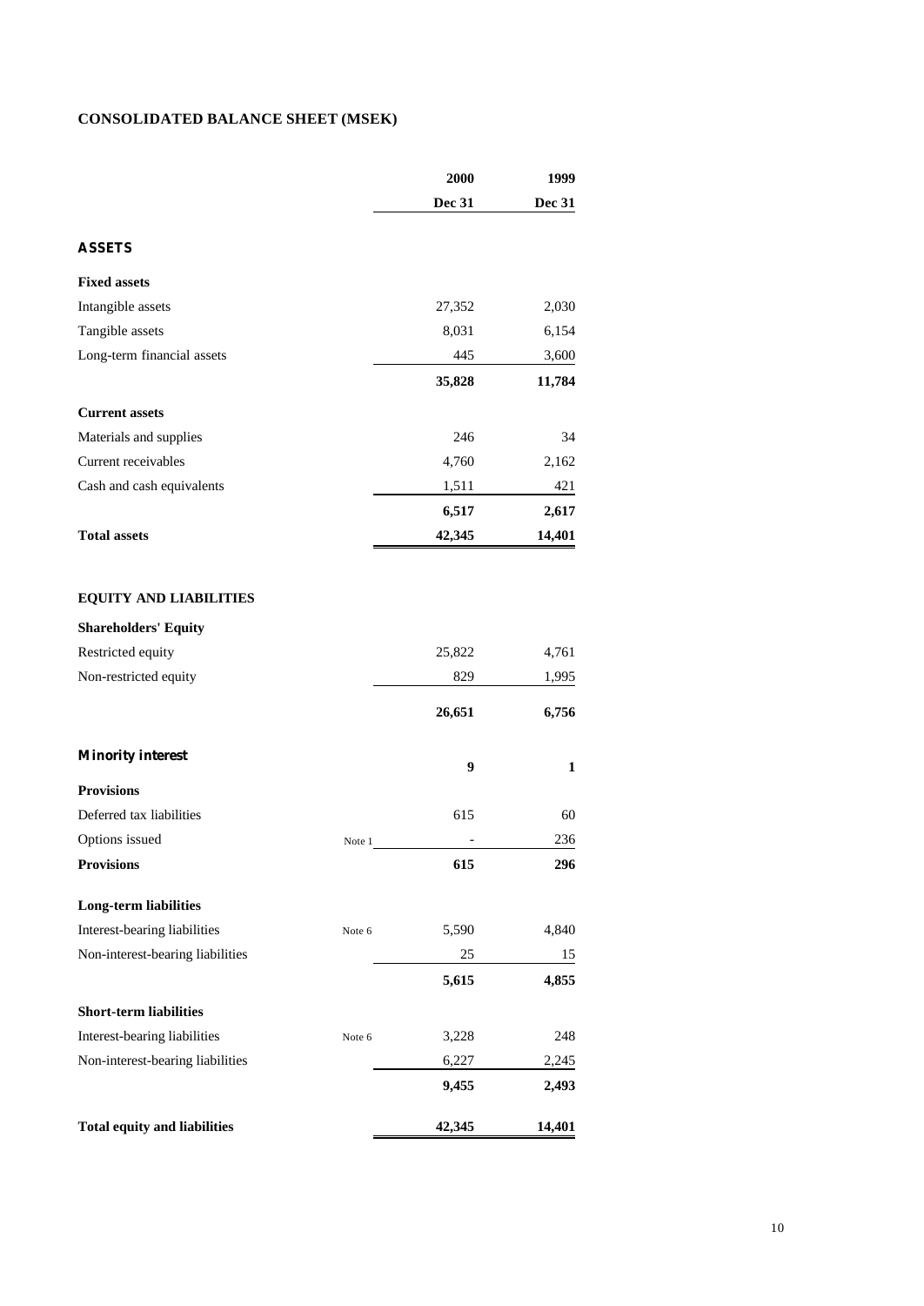# CONSOLIDATED BALANCE SHEET (MSEK)

| | | 2000 | 1999 |
|---|---|---|---|
| | | **Dec 31** | **Dec 31** |
| **ASSETS** | | | |
| **Fixed assets** | | | |
| Intangible assets | | 27,352 | 2,030 |
| Tangible assets | | 8,031 | 6,154 |
| Long-term financial assets | | 445 | 3,600 |
| | | **35,828** | **11,784** |
| **Current assets** | | | |
| Materials and supplies | | 246 | 34 |
| Current receivables | | 4,760 | 2,162 |
| Cash and cash equivalents | | 1,511 | 421 |
| | | **6,517** | **2,617** |
| **Total assets** | | **42,345** | **14,401** |
| | | | |
| **EQUITY AND LIABILITIES** | | | |
| **Shareholders' Equity** | | | |
| Restricted equity | | 25,822 | 4,761 |
| Non-restricted equity | | 829 | 1,995 |
| | | **26,651** | **6,756** |
| **Minority interest** | | **9** | **1** |
| **Provisions** | | | |
| Deferred tax liabilities | | 615 | 60 |
| Options issued | Note 1 | - | 236 |
| **Provisions** | | **615** | **296** |
| **Long-term liabilities** | | | |
| Interest-bearing liabilities | Note 6 | 5,590 | 4,840 |
| Non-interest-bearing liabilities | | 25 | 15 |
| | | **5,615** | **4,855** |
| **Short-term liabilities** | | | |
| Interest-bearing liabilities | Note 6 | 3,228 | 248 |
| Non-interest-bearing liabilities | | 6,227 | 2,245 |
| | | **9,455** | **2,493** |
| **Total equity and liabilities** | | **42,345** | **14,401** |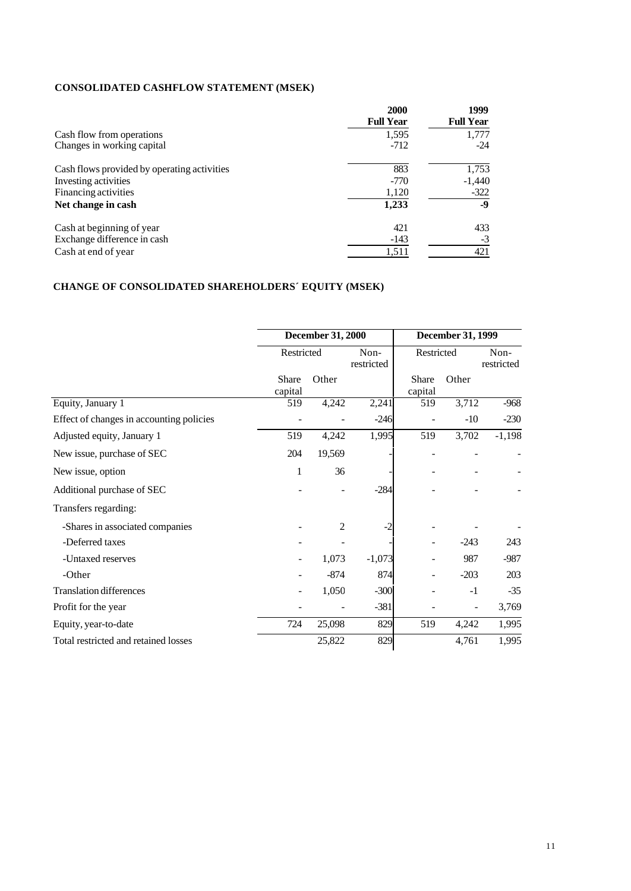**CONSOLIDATED CASHFLOW STATEMENT (MSEK)**

| | 2000 Full Year | 1999 Full Year |
|---|---|---|
| Cash flow from operations | 1,595 | 1,777 |
| Changes in working capital | -712 | -24 |
| Cash flows provided by operating activities | 883 | 1,753 |
| Investing activities | -770 | -1,440 |
| Financing activities | 1,120 | -322 |
| **Net change in cash** | **1,233** | **-9** |
| Cash at beginning of year | 421 | 433 |
| Exchange difference in cash | -143 | -3 |
| Cash at end of year | 1,511 | 421 |

**CHANGE OF CONSOLIDATED SHAREHOLDERS´ EQUITY (MSEK)**

| | December 31, 2000 | | | December 31, 1999 | | |
|---|---|---|---|---|---|---|
| | Restricted | | Non-restricted | Restricted | | Non-restricted |
| | Share capital | Other | | Share capital | Other | |
| Equity, January 1 | 519 | 4,242 | 2,241 | 519 | 3,712 | -968 |
| Effect of changes in accounting policies | - | - | -246 | - | -10 | -230 |
| Adjusted equity, January 1 | 519 | 4,242 | 1,995 | 519 | 3,702 | -1,198 |
| New issue, purchase of SEC | 204 | 19,569 | - | - | - | - |
| New issue, option | 1 | 36 | - | - | - | - |
| Additional purchase of SEC | - | - | -284 | - | - | - |
| Transfers regarding: | | | | | | |
| -Shares in associated companies | - | 2 | -2 | - | - | - |
| -Deferred taxes | - | - | - | - | -243 | 243 |
| -Untaxed reserves | - | 1,073 | -1,073 | - | 987 | -987 |
| -Other | - | -874 | 874 | - | -203 | 203 |
| Translation differences | - | 1,050 | -300 | - | -1 | -35 |
| Profit for the year | - | - | -381 | - | - | 3,769 |
| Equity, year-to-date | 724 | 25,098 | 829 | 519 | 4,242 | 1,995 |
| Total restricted and retained losses | | 25,822 | 829 | | 4,761 | 1,995 |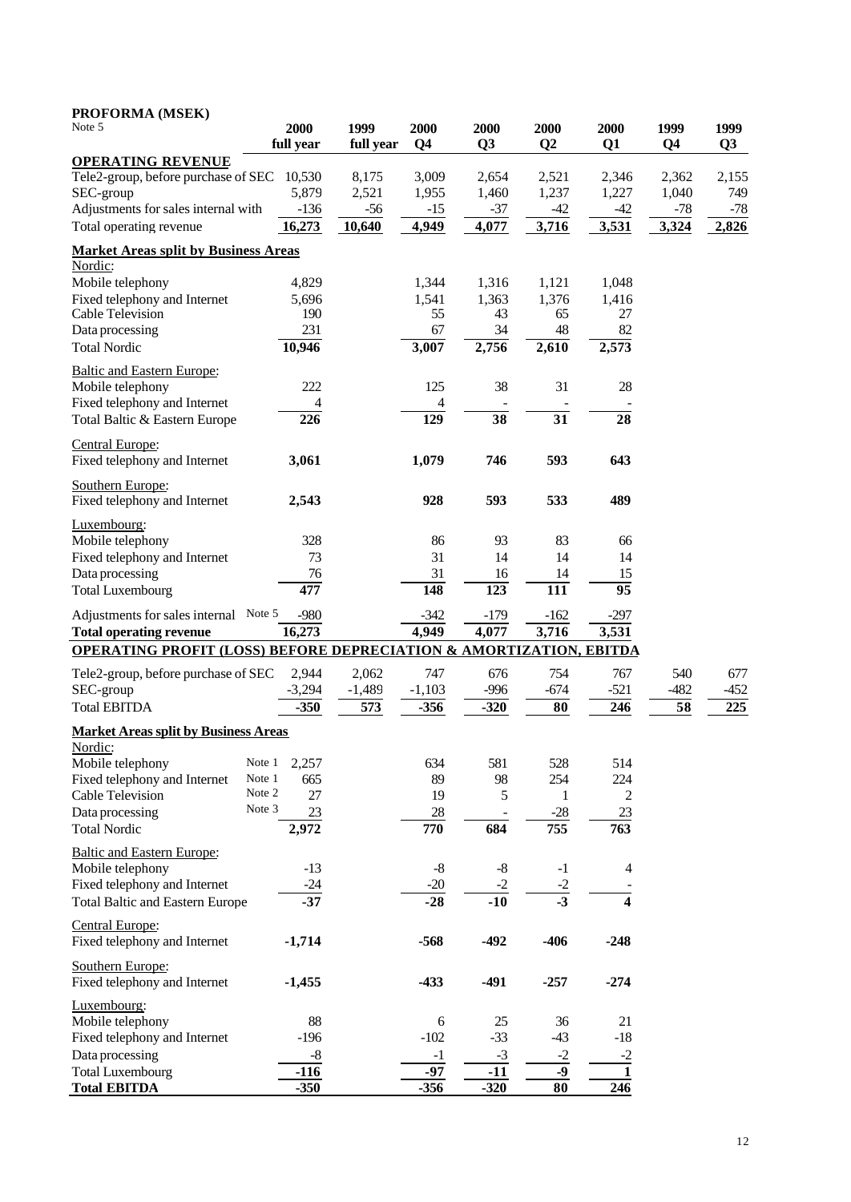## PROFORMA (MSEK)

| Note 5 | | 2000 full year | 1999 full year | 2000 Q4 | 2000 Q3 | 2000 Q2 | 2000 Q1 | 1999 Q4 | 1999 Q3 |
|---|---|---|---|---|---|---|---|---|---|
| **OPERATING REVENUE** | | | | | | | | | |
| Tele2-group, before purchase of SEC | | 10,530 | 8,175 | 3,009 | 2,654 | 2,521 | 2,346 | 2,362 | 2,155 |
| SEC-group | | 5,879 | 2,521 | 1,955 | 1,460 | 1,237 | 1,227 | 1,040 | 749 |
| Adjustments for sales internal with | | -136 | -56 | -15 | -37 | -42 | -42 | -78 | -78 |
| Total operating revenue | | 16,273 | 10,640 | 4,949 | 4,077 | 3,716 | 3,531 | 3,324 | 2,826 |
| **Market Areas split by Business Areas** | | | | | | | | | |
| Nordic: | | | | | | | | | |
| Mobile telephony | | 4,829 | | 1,344 | 1,316 | 1,121 | 1,048 | | |
| Fixed telephony and Internet | | 5,696 | | 1,541 | 1,363 | 1,376 | 1,416 | | |
| Cable Television | | 190 | | 55 | 43 | 65 | 27 | | |
| Data processing | | 231 | | 67 | 34 | 48 | 82 | | |
| Total Nordic | | 10,946 | | 3,007 | 2,756 | 2,610 | 2,573 | | |
| Baltic and Eastern Europe: | | | | | | | | | |
| Mobile telephony | | 222 | | 125 | 38 | 31 | 28 | | |
| Fixed telephony and Internet | | 4 | | 4 | - | - | - | | |
| Total Baltic & Eastern Europe | | 226 | | 129 | 38 | 31 | 28 | | |
| Central Europe: | | | | | | | | | |
| Fixed telephony and Internet | | **3,061** | | **1,079** | **746** | **593** | **643** | | |
| Southern Europe: | | | | | | | | | |
| Fixed telephony and Internet | | **2,543** | | **928** | **593** | **533** | **489** | | |
| Luxembourg: | | | | | | | | | |
| Mobile telephony | | 328 | | 86 | 93 | 83 | 66 | | |
| Fixed telephony and Internet | | 73 | | 31 | 14 | 14 | 14 | | |
| Data processing | | 76 | | 31 | 16 | 14 | 15 | | |
| Total Luxembourg | | 477 | | 148 | 123 | 111 | 95 | | |
| Adjustments for sales internal | Note 5 | -980 | | -342 | -179 | -162 | -297 | | |
| **Total operating revenue** | | 16,273 | | 4,949 | 4,077 | 3,716 | 3,531 | | |
| **OPERATING PROFIT (LOSS) BEFORE DEPRECIATION & AMORTIZATION, EBITDA** | | | | | | | | | |
| Tele2-group, before purchase of SEC | | 2,944 | 2,062 | 747 | 676 | 754 | 767 | 540 | 677 |
| SEC-group | | -3,294 | -1,489 | -1,103 | -996 | -674 | -521 | -482 | -452 |
| Total EBITDA | | -350 | 573 | -356 | -320 | 80 | 246 | 58 | 225 |
| **Market Areas split by Business Areas** | | | | | | | | | |
| Nordic: | | | | | | | | | |
| Mobile telephony | Note 1 | 2,257 | | 634 | 581 | 528 | 514 | | |
| Fixed telephony and Internet | Note 1 | 665 | | 89 | 98 | 254 | 224 | | |
| Cable Television | Note 2 | 27 | | 19 | 5 | 1 | 2 | | |
| Data processing | Note 3 | 23 | | 28 | - | -28 | 23 | | |
| Total Nordic | | 2,972 | | 770 | 684 | 755 | 763 | | |
| Baltic and Eastern Europe: | | | | | | | | | |
| Mobile telephony | | -13 | | -8 | -8 | -1 | 4 | | |
| Fixed telephony and Internet | | -24 | | -20 | -2 | -2 | - | | |
| Total Baltic and Eastern Europe | | -37 | | -28 | -10 | -3 | 4 | | |
| Central Europe: | | | | | | | | | |
| Fixed telephony and Internet | | **-1,714** | | **-568** | **-492** | **-406** | **-248** | | |
| Southern Europe: | | | | | | | | | |
| Fixed telephony and Internet | | **-1,455** | | **-433** | **-491** | **-257** | **-274** | | |
| Luxembourg: | | | | | | | | | |
| Mobile telephony | | 88 | | 6 | 25 | 36 | 21 | | |
| Fixed telephony and Internet | | -196 | | -102 | -33 | -43 | -18 | | |
| Data processing | | -8 | | -1 | -3 | -2 | -2 | | |
| Total Luxembourg | | -116 | | -97 | -11 | -9 | 1 | | |
| **Total EBITDA** | | -350 | | -356 | -320 | 80 | 246 | | |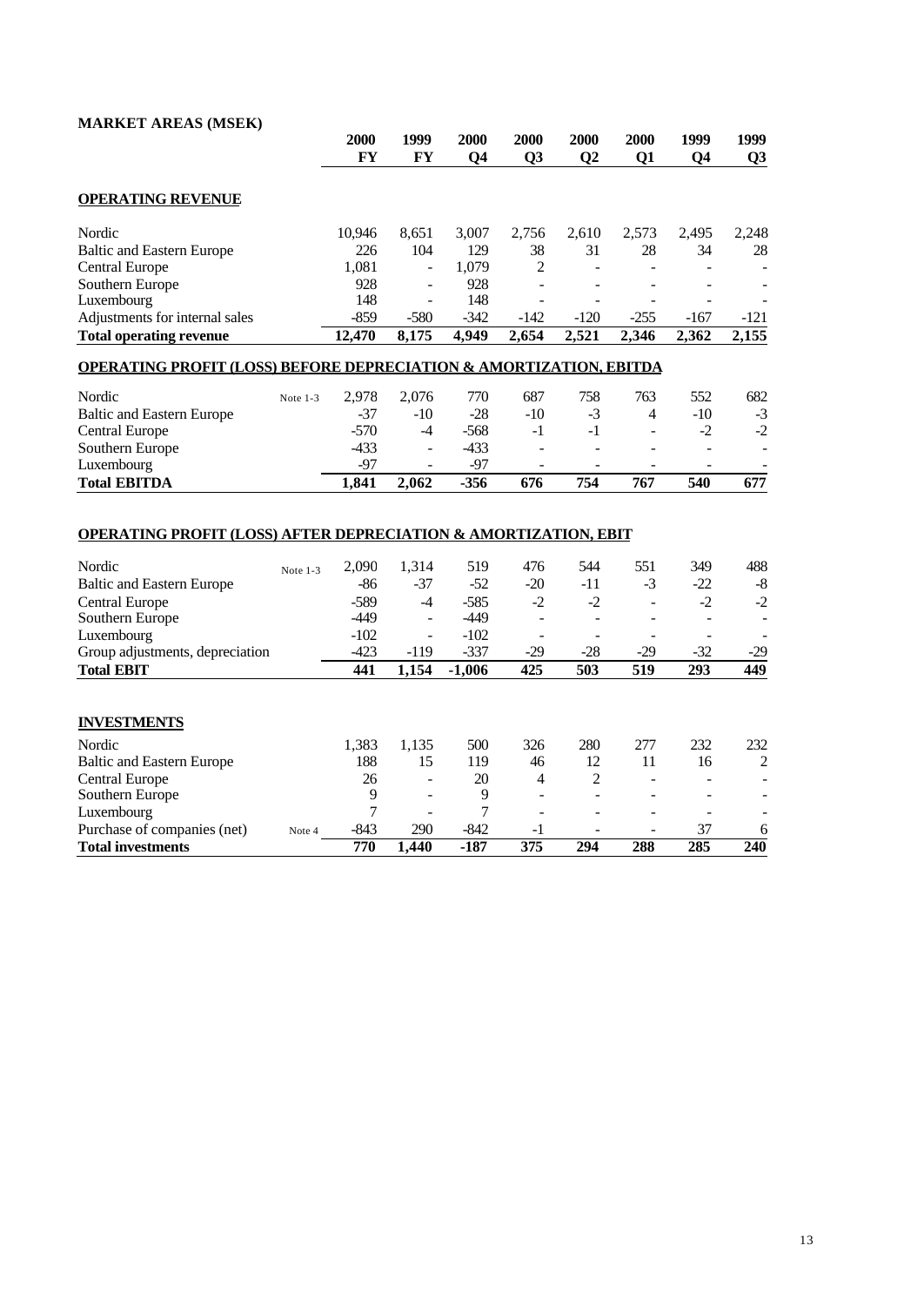## MARKET AREAS (MSEK)

| | | 2000 FY | 1999 FY | 2000 Q4 | 2000 Q3 | 2000 Q2 | 2000 Q1 | 1999 Q4 | 1999 Q3 |
|---|---|---|---|---|---|---|---|---|---|
| **OPERATING REVENUE** | | | | | | | | | |
| Nordic | | 10,946 | 8,651 | 3,007 | 2,756 | 2,610 | 2,573 | 2,495 | 2,248 |
| Baltic and Eastern Europe | | 226 | 104 | 129 | 38 | 31 | 28 | 34 | 28 |
| Central Europe | | 1,081 | - | 1,079 | 2 | - | - | - | - |
| Southern Europe | | 928 | - | 928 | - | - | - | - | - |
| Luxembourg | | 148 | - | 148 | - | - | - | - | - |
| Adjustments for internal sales | | -859 | -580 | -342 | -142 | -120 | -255 | -167 | -121 |
| **Total operating revenue** | | **12,470** | **8,175** | **4,949** | **2,654** | **2,521** | **2,346** | **2,362** | **2,155** |
| **OPERATING PROFIT (LOSS) BEFORE DEPRECIATION & AMORTIZATION, EBITDA** | | | | | | | | | |
| Nordic | Note 1-3 | 2,978 | 2,076 | 770 | 687 | 758 | 763 | 552 | 682 |
| Baltic and Eastern Europe | | -37 | -10 | -28 | -10 | -3 | 4 | -10 | -3 |
| Central Europe | | -570 | -4 | -568 | -1 | -1 | - | -2 | -2 |
| Southern Europe | | -433 | - | -433 | - | - | - | - | - |
| Luxembourg | | -97 | - | -97 | - | - | - | - | - |
| **Total EBITDA** | | **1,841** | **2,062** | **-356** | **676** | **754** | **767** | **540** | **677** |
| **OPERATING PROFIT (LOSS) AFTER DEPRECIATION & AMORTIZATION, EBIT** | | | | | | | | | |
| Nordic | Note 1-3 | 2,090 | 1,314 | 519 | 476 | 544 | 551 | 349 | 488 |
| Baltic and Eastern Europe | | -86 | -37 | -52 | -20 | -11 | -3 | -22 | -8 |
| Central Europe | | -589 | -4 | -585 | -2 | -2 | - | -2 | -2 |
| Southern Europe | | -449 | - | -449 | - | - | - | - | - |
| Luxembourg | | -102 | - | -102 | - | - | - | - | - |
| Group adjustments, depreciation | | -423 | -119 | -337 | -29 | -28 | -29 | -32 | -29 |
| **Total EBIT** | | **441** | **1,154** | **-1,006** | **425** | **503** | **519** | **293** | **449** |
| **INVESTMENTS** | | | | | | | | | |
| Nordic | | 1,383 | 1,135 | 500 | 326 | 280 | 277 | 232 | 232 |
| Baltic and Eastern Europe | | 188 | 15 | 119 | 46 | 12 | 11 | 16 | 2 |
| Central Europe | | 26 | - | 20 | 4 | 2 | - | - | - |
| Southern Europe | | 9 | - | 9 | - | - | - | - | - |
| Luxembourg | | 7 | - | 7 | - | - | - | - | - |
| Purchase of companies (net) | Note 4 | -843 | 290 | -842 | -1 | - | - | 37 | 6 |
| **Total investments** | | **770** | **1,440** | **-187** | **375** | **294** | **288** | **285** | **240** |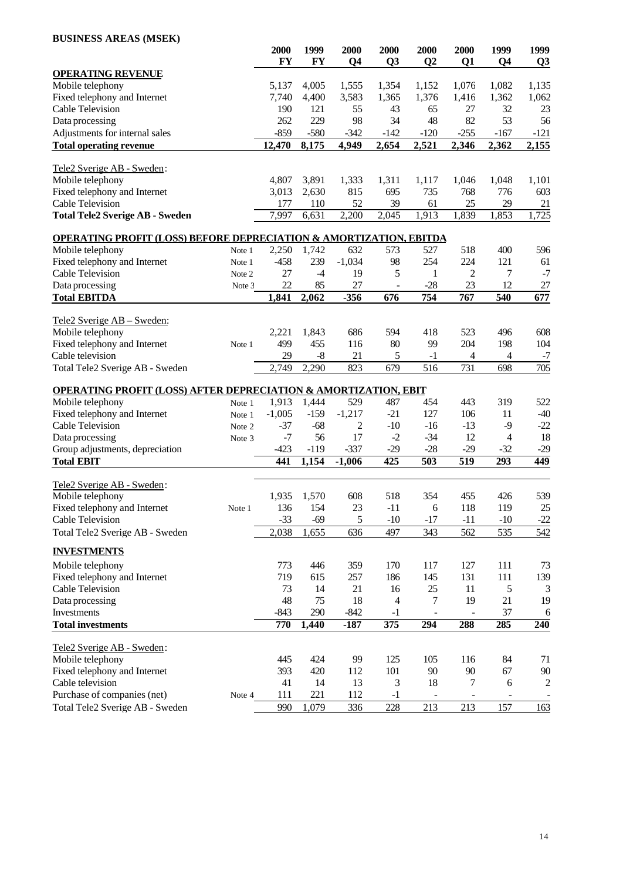**BUSINESS AREAS (MSEK)**

| | | 2000 FY | 1999 FY | 2000 Q4 | 2000 Q3 | 2000 Q2 | 2000 Q1 | 1999 Q4 | 1999 Q3 |
|---|---|---|---|---|---|---|---|---|---|
| **OPERATING REVENUE** | | | | | | | | | |
| Mobile telephony | | 5,137 | 4,005 | 1,555 | 1,354 | 1,152 | 1,076 | 1,082 | 1,135 |
| Fixed telephony and Internet | | 7,740 | 4,400 | 3,583 | 1,365 | 1,376 | 1,416 | 1,362 | 1,062 |
| Cable Television | | 190 | 121 | 55 | 43 | 65 | 27 | 32 | 23 |
| Data processing | | 262 | 229 | 98 | 34 | 48 | 82 | 53 | 56 |
| Adjustments for internal sales | | -859 | -580 | -342 | -142 | -120 | -255 | -167 | -121 |
| **Total operating revenue** | | **12,470** | **8,175** | **4,949** | **2,654** | **2,521** | **2,346** | **2,362** | **2,155** |
| Tele2 Sverige AB - Sweden: | | | | | | | | | |
| Mobile telephony | | 4,807 | 3,891 | 1,333 | 1,311 | 1,117 | 1,046 | 1,048 | 1,101 |
| Fixed telephony and Internet | | 3,013 | 2,630 | 815 | 695 | 735 | 768 | 776 | 603 |
| Cable Television | | 177 | 110 | 52 | 39 | 61 | 25 | 29 | 21 |
| **Total Tele2 Sverige AB - Sweden** | | 7,997 | 6,631 | 2,200 | 2,045 | 1,913 | 1,839 | 1,853 | 1,725 |
| **OPERATING PROFIT (LOSS) BEFORE DEPRECIATION & AMORTIZATION, EBITDA** | | | | | | | | | |
| Mobile telephony | Note 1 | 2,250 | 1,742 | 632 | 573 | 527 | 518 | 400 | 596 |
| Fixed telephony and Internet | Note 1 | -458 | 239 | -1,034 | 98 | 254 | 224 | 121 | 61 |
| Cable Television | Note 2 | 27 | -4 | 19 | 5 | 1 | 2 | 7 | -7 |
| Data processing | Note 3 | 22 | 85 | 27 | - | -28 | 23 | 12 | 27 |
| **Total EBITDA** | | **1,841** | **2,062** | **-356** | **676** | **754** | **767** | **540** | **677** |
| Tele2 Sverige AB – Sweden: | | | | | | | | | |
| Mobile telephony | | 2,221 | 1,843 | 686 | 594 | 418 | 523 | 496 | 608 |
| Fixed telephony and Internet | Note 1 | 499 | 455 | 116 | 80 | 99 | 204 | 198 | 104 |
| Cable television | | 29 | -8 | 21 | 5 | -1 | 4 | 4 | -7 |
| Total Tele2 Sverige AB - Sweden | | 2,749 | 2,290 | 823 | 679 | 516 | 731 | 698 | 705 |
| **OPERATING PROFIT (LOSS) AFTER DEPRECIATION & AMORTIZATION, EBIT** | | | | | | | | | |
| Mobile telephony | Note 1 | 1,913 | 1,444 | 529 | 487 | 454 | 443 | 319 | 522 |
| Fixed telephony and Internet | Note 1 | -1,005 | -159 | -1,217 | -21 | 127 | 106 | 11 | -40 |
| Cable Television | Note 2 | -37 | -68 | 2 | -10 | -16 | -13 | -9 | -22 |
| Data processing | Note 3 | -7 | 56 | 17 | -2 | -34 | 12 | 4 | 18 |
| Group adjustments, depreciation | | -423 | -119 | -337 | -29 | -28 | -29 | -32 | -29 |
| **Total EBIT** | | **441** | **1,154** | **-1,006** | **425** | **503** | **519** | **293** | **449** |
| Tele2 Sverige AB - Sweden: | | | | | | | | | |
| Mobile telephony | | 1,935 | 1,570 | 608 | 518 | 354 | 455 | 426 | 539 |
| Fixed telephony and Internet | Note 1 | 136 | 154 | 23 | -11 | 6 | 118 | 119 | 25 |
| Cable Television | | -33 | -69 | 5 | -10 | -17 | -11 | -10 | -22 |
| Total Tele2 Sverige AB - Sweden | | 2,038 | 1,655 | 636 | 497 | 343 | 562 | 535 | 542 |
| **INVESTMENTS** | | | | | | | | | |
| Mobile telephony | | 773 | 446 | 359 | 170 | 117 | 127 | 111 | 73 |
| Fixed telephony and Internet | | 719 | 615 | 257 | 186 | 145 | 131 | 111 | 139 |
| Cable Television | | 73 | 14 | 21 | 16 | 25 | 11 | 5 | 3 |
| Data processing | | 48 | 75 | 18 | 4 | 7 | 19 | 21 | 19 |
| Investments | | -843 | 290 | -842 | -1 | - | - | 37 | 6 |
| **Total investments** | | **770** | **1,440** | **-187** | **375** | **294** | **288** | **285** | **240** |
| Tele2 Sverige AB - Sweden: | | | | | | | | | |
| Mobile telephony | | 445 | 424 | 99 | 125 | 105 | 116 | 84 | 71 |
| Fixed telephony and Internet | | 393 | 420 | 112 | 101 | 90 | 90 | 67 | 90 |
| Cable television | | 41 | 14 | 13 | 3 | 18 | 7 | 6 | 2 |
| Purchase of companies (net) | Note 4 | 111 | 221 | 112 | -1 | - | - | - | - |
| Total Tele2 Sverige AB - Sweden | | 990 | 1,079 | 336 | 228 | 213 | 213 | 157 | 163 |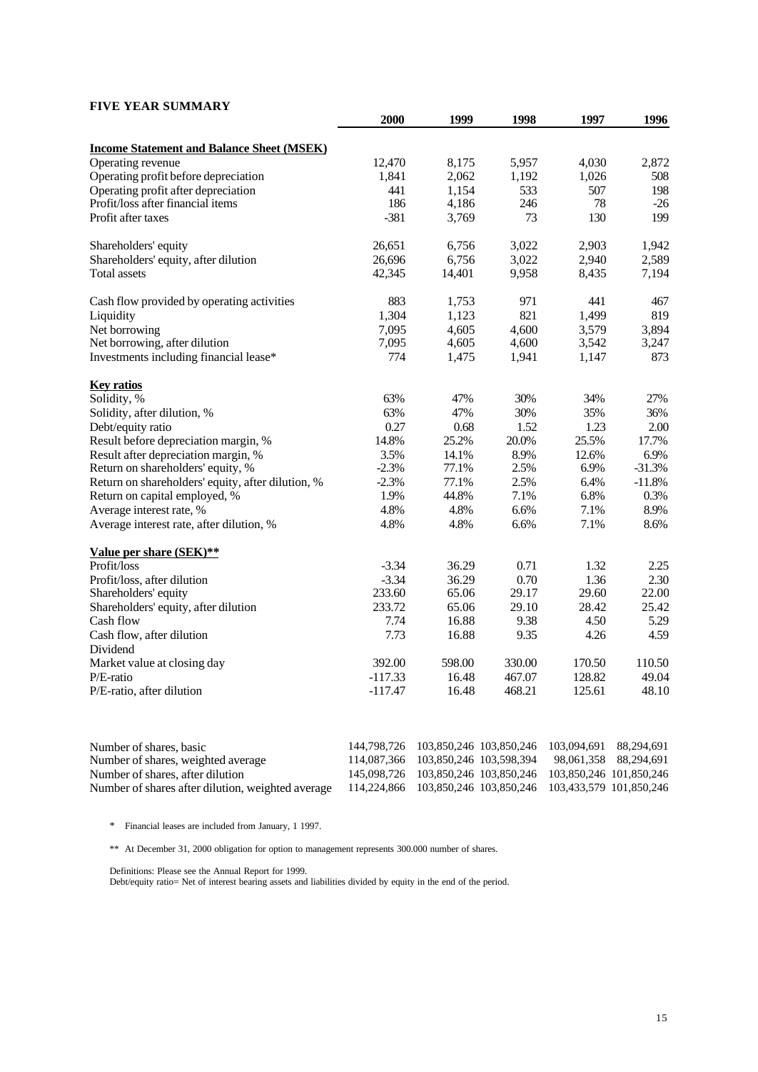## FIVE YEAR SUMMARY

| | 2000 | 1999 | 1998 | 1997 | 1996 |
|---|---|---|---|---|---|
| **Income Statement and Balance Sheet (MSEK)** | | | | | |
| Operating revenue | 12,470 | 8,175 | 5,957 | 4,030 | 2,872 |
| Operating profit before depreciation | 1,841 | 2,062 | 1,192 | 1,026 | 508 |
| Operating profit after depreciation | 441 | 1,154 | 533 | 507 | 198 |
| Profit/loss after financial items | 186 | 4,186 | 246 | 78 | -26 |
| Profit after taxes | -381 | 3,769 | 73 | 130 | 199 |
| | | | | | |
| Shareholders' equity | 26,651 | 6,756 | 3,022 | 2,903 | 1,942 |
| Shareholders' equity, after dilution | 26,696 | 6,756 | 3,022 | 2,940 | 2,589 |
| Total assets | 42,345 | 14,401 | 9,958 | 8,435 | 7,194 |
| | | | | | |
| Cash flow provided by operating activities | 883 | 1,753 | 971 | 441 | 467 |
| Liquidity | 1,304 | 1,123 | 821 | 1,499 | 819 |
| Net borrowing | 7,095 | 4,605 | 4,600 | 3,579 | 3,894 |
| Net borrowing, after dilution | 7,095 | 4,605 | 4,600 | 3,542 | 3,247 |
| Investments including financial lease* | 774 | 1,475 | 1,941 | 1,147 | 873 |
| | | | | | |
| **Key ratios** | | | | | |
| Solidity, % | 63% | 47% | 30% | 34% | 27% |
| Solidity, after dilution, % | 63% | 47% | 30% | 35% | 36% |
| Debt/equity ratio | 0.27 | 0.68 | 1.52 | 1.23 | 2.00 |
| Result before depreciation margin, % | 14.8% | 25.2% | 20.0% | 25.5% | 17.7% |
| Result after depreciation margin, % | 3.5% | 14.1% | 8.9% | 12.6% | 6.9% |
| Return on shareholders' equity, % | -2.3% | 77.1% | 2.5% | 6.9% | -31.3% |
| Return on shareholders' equity, after dilution, % | -2.3% | 77.1% | 2.5% | 6.4% | -11.8% |
| Return on capital employed, % | 1.9% | 44.8% | 7.1% | 6.8% | 0.3% |
| Average interest rate, % | 4.8% | 4.8% | 6.6% | 7.1% | 8.9% |
| Average interest rate, after dilution, % | 4.8% | 4.8% | 6.6% | 7.1% | 8.6% |
| | | | | | |
| **Value per share (SEK)**** | | | | | |
| Profit/loss | -3.34 | 36.29 | 0.71 | 1.32 | 2.25 |
| Profit/loss, after dilution | -3.34 | 36.29 | 0.70 | 1.36 | 2.30 |
| Shareholders' equity | 233.60 | 65.06 | 29.17 | 29.60 | 22.00 |
| Shareholders' equity, after dilution | 233.72 | 65.06 | 29.10 | 28.42 | 25.42 |
| Cash flow | 7.74 | 16.88 | 9.38 | 4.50 | 5.29 |
| Cash flow, after dilution | 7.73 | 16.88 | 9.35 | 4.26 | 4.59 |
| Dividend | | | | | |
| Market value at closing day | 392.00 | 598.00 | 330.00 | 170.50 | 110.50 |
| P/E-ratio | -117.33 | 16.48 | 467.07 | 128.82 | 49.04 |
| P/E-ratio, after dilution | -117.47 | 16.48 | 468.21 | 125.61 | 48.10 |
| | | | | | |
| Number of shares, basic | 144,798,726 | 103,850,246 | 103,850,246 | 103,094,691 | 88,294,691 |
| Number of shares, weighted average | 114,087,366 | 103,850,246 | 103,598,394 | 98,061,358 | 88,294,691 |
| Number of shares, after dilution | 145,098,726 | 103,850,246 | 103,850,246 | 103,850,246 | 101,850,246 |
| Number of shares after dilution, weighted average | 114,224,866 | 103,850,246 | 103,850,246 | 103,433,579 | 101,850,246 |

\* Financial leases are included from January, 1 1997.

\** At December 31, 2000 obligation for option to management represents 300.000 number of shares.

Definitions: Please see the Annual Report for 1999.
Debt/equity ratio= Net of interest bearing assets and liabilities divided by equity in the end of the period.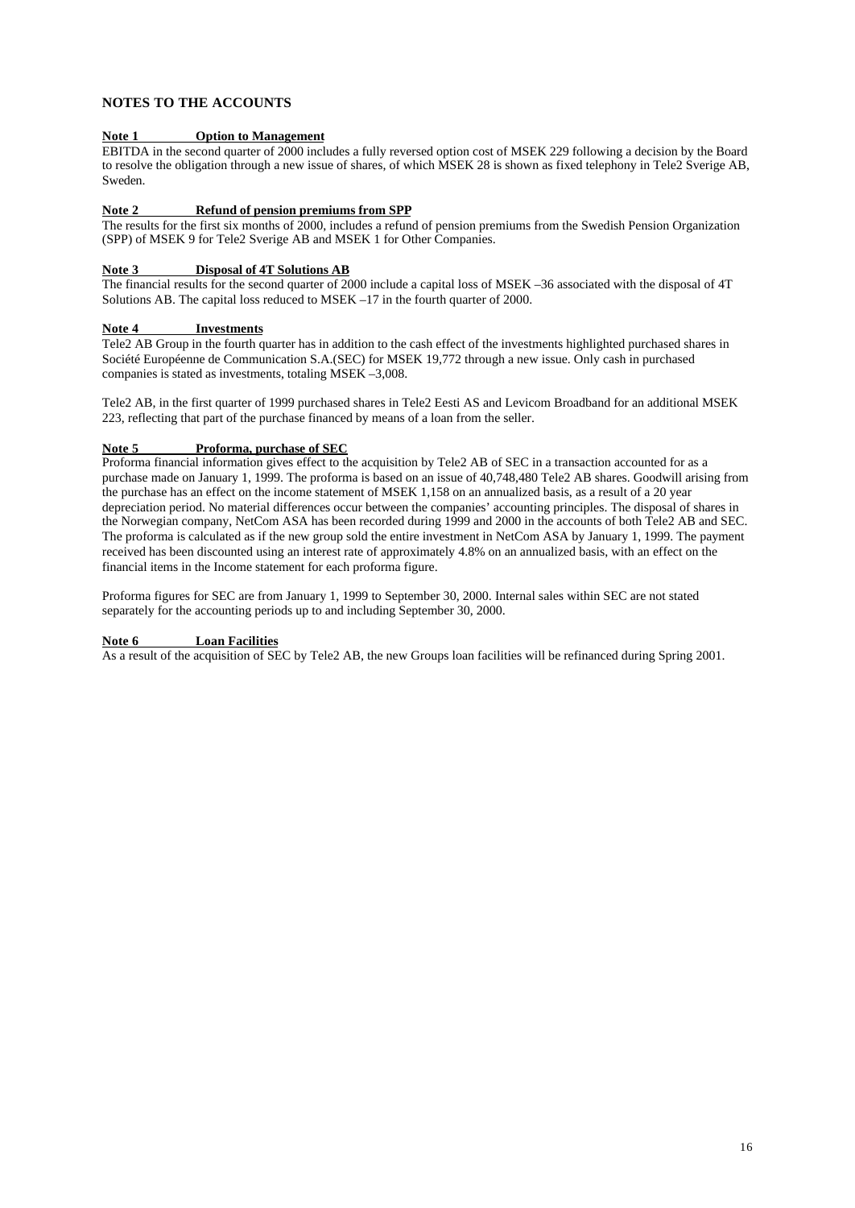## NOTES TO THE ACCOUNTS

**Note 1 Option to Management**

EBITDA in the second quarter of 2000 includes a fully reversed option cost of MSEK 229 following a decision by the Board to resolve the obligation through a new issue of shares, of which MSEK 28 is shown as fixed telephony in Tele2 Sverige AB, Sweden.

**Note 2 Refund of pension premiums from SPP**

The results for the first six months of 2000, includes a refund of pension premiums from the Swedish Pension Organization (SPP) of MSEK 9 for Tele2 Sverige AB and MSEK 1 for Other Companies.

**Note 3 Disposal of 4T Solutions AB**

The financial results for the second quarter of 2000 include a capital loss of MSEK –36 associated with the disposal of 4T Solutions AB. The capital loss reduced to MSEK –17 in the fourth quarter of 2000.

**Note 4 Investments**

Tele2 AB Group in the fourth quarter has in addition to the cash effect of the investments highlighted purchased shares in Société Européenne de Communication S.A.(SEC) for MSEK 19,772 through a new issue. Only cash in purchased companies is stated as investments, totaling MSEK –3,008.

Tele2 AB, in the first quarter of 1999 purchased shares in Tele2 Eesti AS and Levicom Broadband for an additional MSEK 223, reflecting that part of the purchase financed by means of a loan from the seller.

**Note 5 Proforma, purchase of SEC**

Proforma financial information gives effect to the acquisition by Tele2 AB of SEC in a transaction accounted for as a purchase made on January 1, 1999. The proforma is based on an issue of 40,748,480 Tele2 AB shares. Goodwill arising from the purchase has an effect on the income statement of MSEK 1,158 on an annualized basis, as a result of a 20 year depreciation period. No material differences occur between the companies' accounting principles. The disposal of shares in the Norwegian company, NetCom ASA has been recorded during 1999 and 2000 in the accounts of both Tele2 AB and SEC. The proforma is calculated as if the new group sold the entire investment in NetCom ASA by January 1, 1999. The payment received has been discounted using an interest rate of approximately 4.8% on an annualized basis, with an effect on the financial items in the Income statement for each proforma figure.

Proforma figures for SEC are from January 1, 1999 to September 30, 2000. Internal sales within SEC are not stated separately for the accounting periods up to and including September 30, 2000.

**Note 6 Loan Facilities**

As a result of the acquisition of SEC by Tele2 AB, the new Groups loan facilities will be refinanced during Spring 2001.